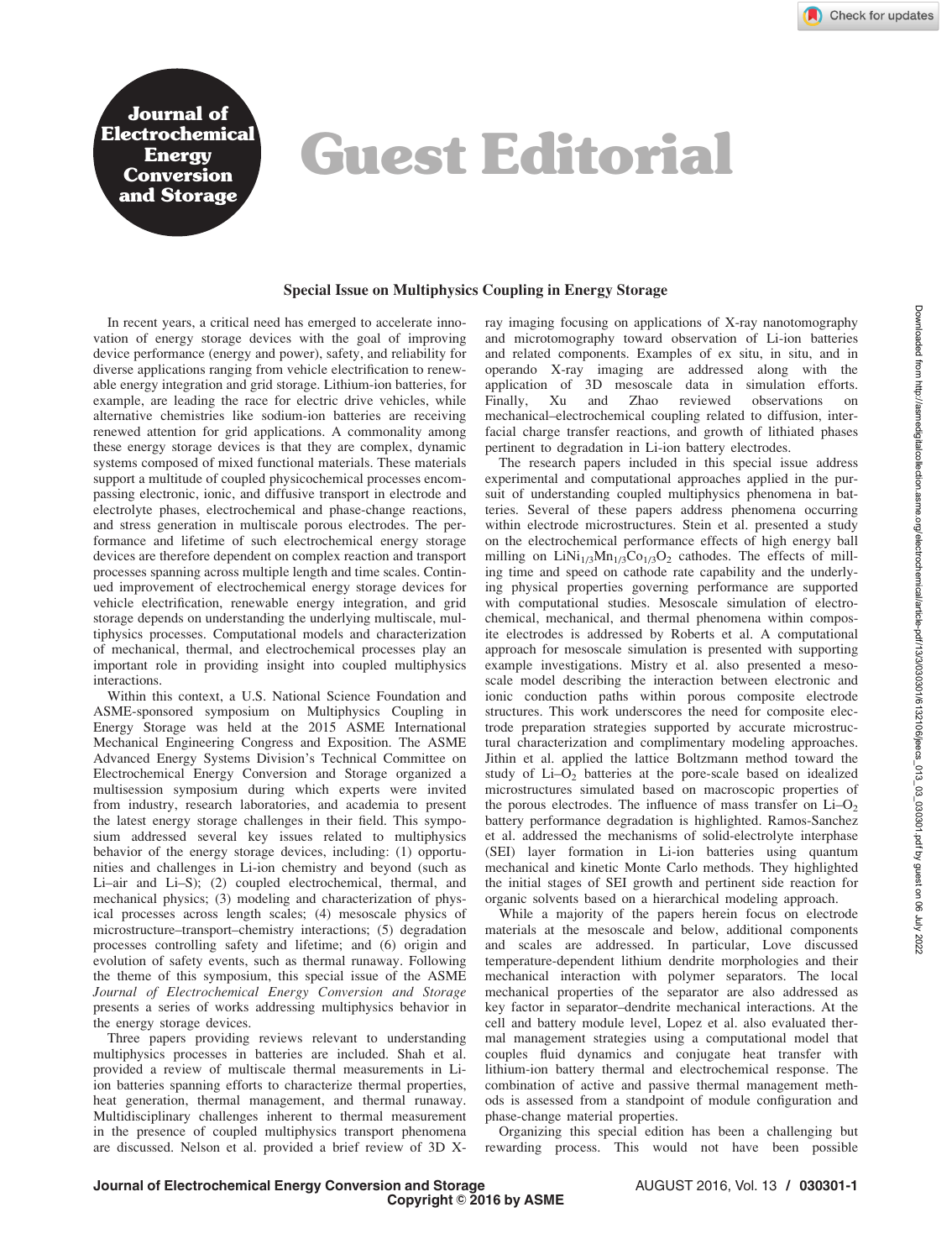# Guest Editorial

## Special Issue on Multiphysics Coupling in Energy Storage

In recent years, a critical need has emerged to accelerate innovation of energy storage devices with the goal of improving device performance (energy and power), safety, and reliability for diverse applications ranging from vehicle electrification to renewable energy integration and grid storage. Lithium-ion batteries, for example, are leading the race for electric drive vehicles, while alternative chemistries like sodium-ion batteries are receiving renewed attention for grid applications. A commonality among these energy storage devices is that they are complex, dynamic systems composed of mixed functional materials. These materials support a multitude of coupled physicochemical processes encompassing electronic, ionic, and diffusive transport in electrode and electrolyte phases, electrochemical and phase-change reactions, and stress generation in multiscale porous electrodes. The performance and lifetime of such electrochemical energy storage devices are therefore dependent on complex reaction and transport processes spanning across multiple length and time scales. Continued improvement of electrochemical energy storage devices for vehicle electrification, renewable energy integration, and grid storage depends on understanding the underlying multiscale, multiphysics processes. Computational models and characterization of mechanical, thermal, and electrochemical processes play an important role in providing insight into coupled multiphysics interactions.

Within this context, a U.S. National Science Foundation and ASME-sponsored symposium on Multiphysics Coupling in Energy Storage was held at the 2015 ASME International Mechanical Engineering Congress and Exposition. The ASME Advanced Energy Systems Division's Technical Committee on Electrochemical Energy Conversion and Storage organized a multisession symposium during which experts were invited from industry, research laboratories, and academia to present the latest energy storage challenges in their field. This symposium addressed several key issues related to multiphysics behavior of the energy storage devices, including: (1) opportunities and challenges in Li-ion chemistry and beyond (such as Li–air and Li–S); (2) coupled electrochemical, thermal, and mechanical physics; (3) modeling and characterization of physical processes across length scales; (4) mesoscale physics of microstructure–transport–chemistry interactions; (5) degradation processes controlling safety and lifetime; and (6) origin and evolution of safety events, such as thermal runaway. Following the theme of this symposium, this special issue of the ASME *Journal of Electrochemical Energy Conversion and Storage* presents a series of works addressing multiphysics behavior in the energy storage devices.

Three papers providing reviews relevant to understanding multiphysics processes in batteries are included. Shah et al. provided a review of multiscale thermal measurements in Li-ion batteries spanning efforts to characterize thermal properties, heat generation, thermal management, and thermal runaway. Multidisciplinary challenges inherent to thermal measurement in the presence of coupled multiphysics transport phenomena are discussed. Nelson et al. provided a brief review of 3D X-ray imaging focusing on applications of X-ray nanotomography and microtomography toward observation of Li-ion batteries and related components. Examples of ex situ, in situ, and in operando X-ray imaging are addressed along with the application of 3D mesoscale data in simulation efforts. Finally, Xu and Zhao reviewed observations on mechanical–electrochemical coupling related to diffusion, interfacial charge transfer reactions, and growth of lithiated phases pertinent to degradation in Li-ion battery electrodes.

The research papers included in this special issue address experimental and computational approaches applied in the pursuit of understanding coupled multiphysics phenomena in batteries. Several of these papers address phenomena occurring within electrode microstructures. Stein et al. presented a study on the electrochemical performance effects of high energy ball milling on $LiNi_{1/3}Mn_{1/3}Co_{1/3}O_2$ cathodes. The effects of milling time and speed on cathode rate capability and the underlying physical properties governing performance are supported with computational studies. Mesoscale simulation of electrochemical, mechanical, and thermal phenomena within composite electrodes is addressed by Roberts et al. A computational approach for mesoscale simulation is presented with supporting example investigations. Mistry et al. also presented a mesoscale model describing the interaction between electronic and ionic conduction paths within porous composite electrode structures. This work underscores the need for composite electrode preparation strategies supported by accurate microstructural characterization and complimentary modeling approaches. Jithin et al. applied the lattice Boltzmann method toward the study of $Li–O_2$ batteries at the pore-scale based on idealized microstructures simulated based on macroscopic properties of the porous electrodes. The influence of mass transfer on $Li–O_2$ battery performance degradation is highlighted. Ramos-Sanchez et al. addressed the mechanisms of solid-electrolyte interphase (SEI) layer formation in Li-ion batteries using quantum mechanical and kinetic Monte Carlo methods. They highlighted the initial stages of SEI growth and pertinent side reaction for organic solvents based on a hierarchical modeling approach.

While a majority of the papers herein focus on electrode materials at the mesoscale and below, additional components and scales are addressed. In particular, Love discussed temperature-dependent lithium dendrite morphologies and their mechanical interaction with polymer separators. The local mechanical properties of the separator are also addressed as key factor in separator–dendrite mechanical interactions. At the cell and battery module level, Lopez et al. also evaluated thermal management strategies using a computational model that couples fluid dynamics and conjugate heat transfer with lithium-ion battery thermal and electrochemical response. The combination of active and passive thermal management methods is assessed from a standpoint of module configuration and phase-change material properties.

Organizing this special edition has been a challenging but rewarding process. This would not have been possible

Copyright © 2016 by ASME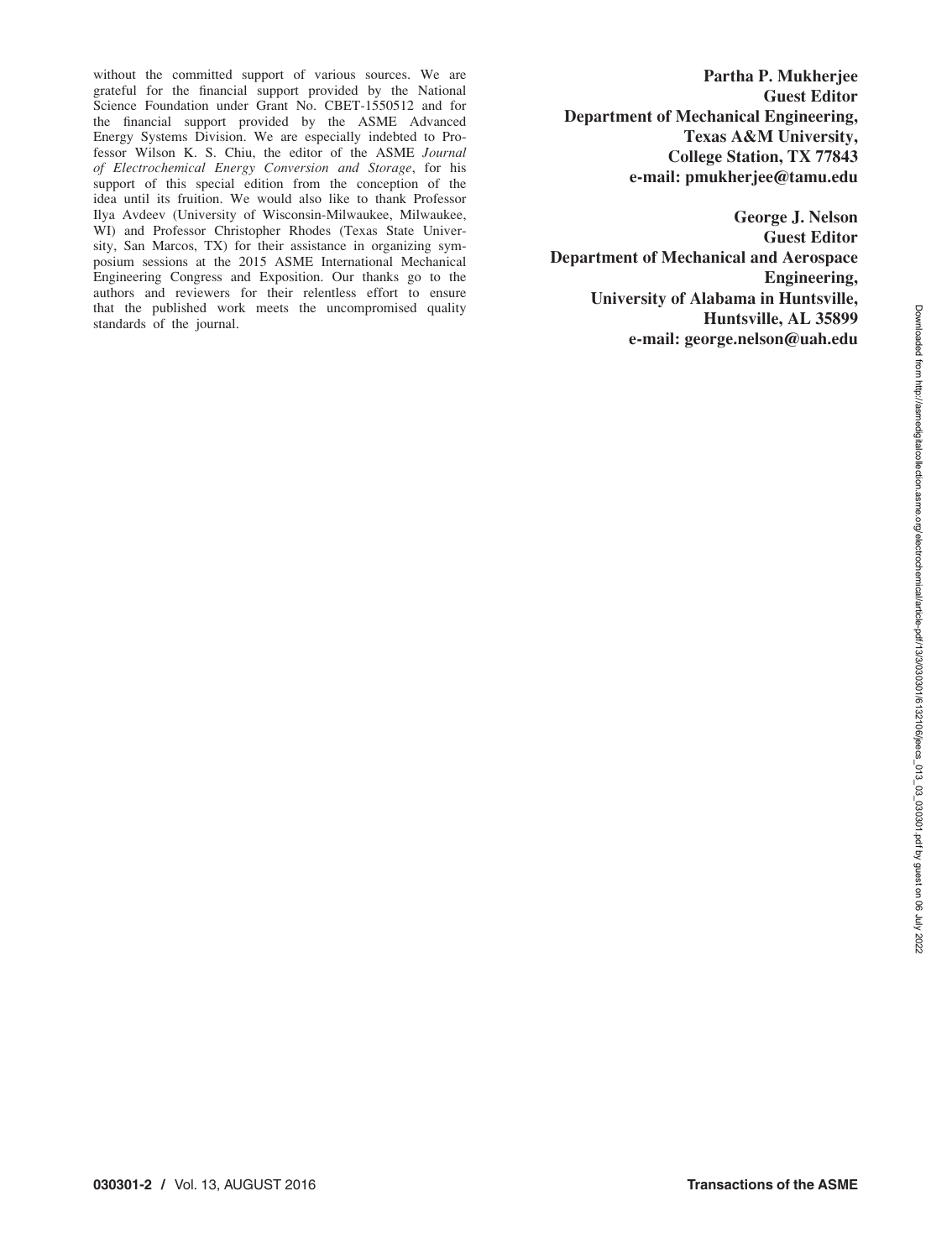without the committed support of various sources. We are grateful for the financial support provided by the National Science Foundation under Grant No. CBET-1550512 and for the financial support provided by the ASME Advanced Energy Systems Division. We are especially indebted to Professor Wilson K. S. Chiu, the editor of the ASME *Journal of Electrochemical Energy Conversion and Storage*, for his support of this special edition from the conception of the idea until its fruition. We would also like to thank Professor Ilya Avdeev (University of Wisconsin-Milwaukee, Milwaukee, WI) and Professor Christopher Rhodes (Texas State University, San Marcos, TX) for their assistance in organizing symposium sessions at the 2015 ASME International Mechanical Engineering Congress and Exposition. Our thanks go to the authors and reviewers for their relentless effort to ensure that the published work meets the uncompromised quality standards of the journal.

**Partha P. Mukherjee**
**Guest Editor**
**Department of Mechanical Engineering,**
**Texas A&M University,**
**College Station, TX 77843**
**e-mail: pmukherjee@tamu.edu**

**George J. Nelson**
**Guest Editor**
**Department of Mechanical and Aerospace Engineering,**
**University of Alabama in Huntsville,**
**Huntsville, AL 35899**
**e-mail: george.nelson@uah.edu**